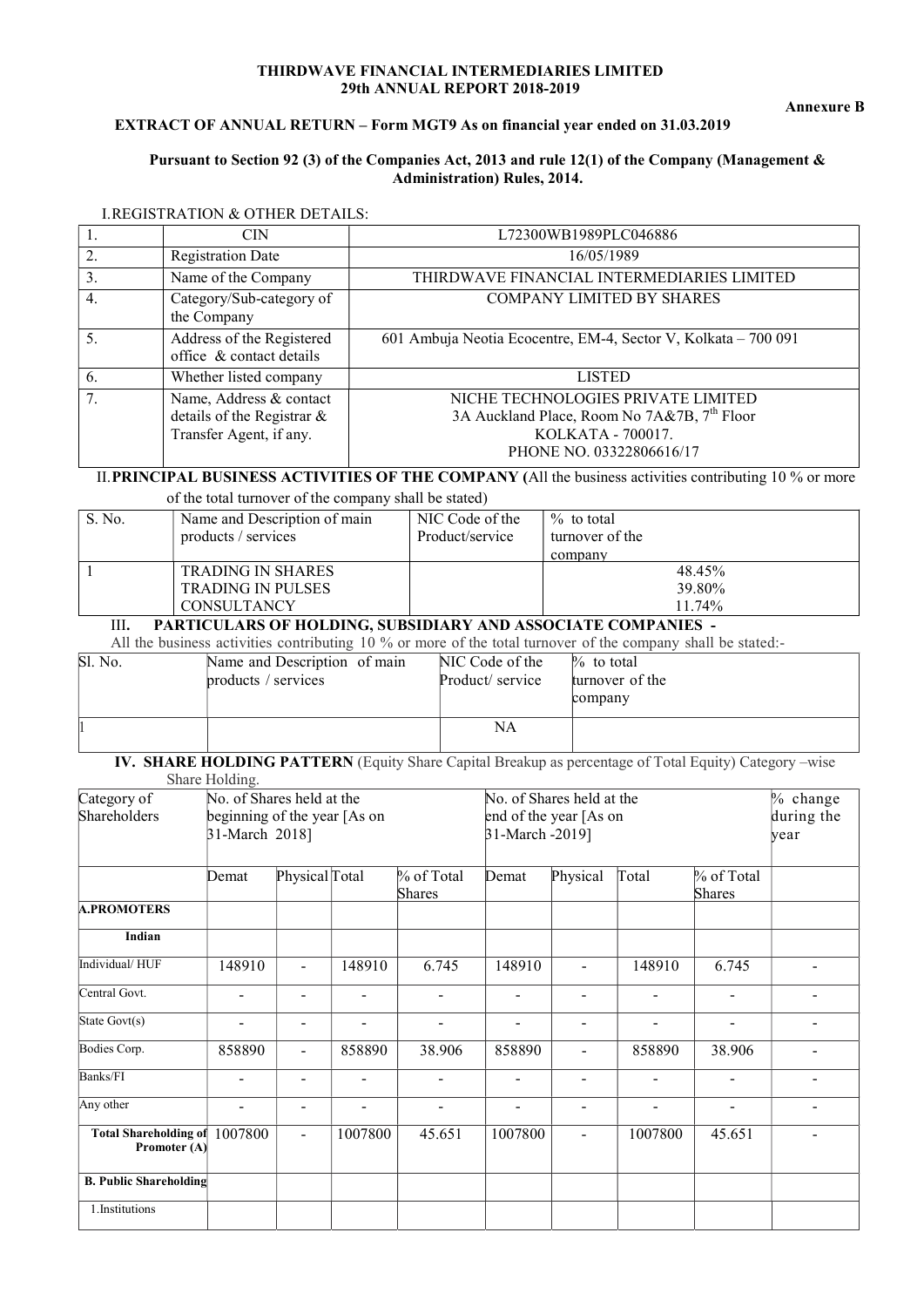**THIRDWAVE FINANCIAL INTERMEDIARIES LIMITED**
**29th ANNUAL REPORT 2018-2019**

**Annexure B**

**EXTRACT OF ANNUAL RETURN – Form MGT9 As on financial year ended on 31.03.2019**

**Pursuant to Section 92 (3) of the Companies Act, 2013 and rule 12(1) of the Company (Management & Administration) Rules, 2014.**

I.REGISTRATION & OTHER DETAILS:

| | | |
|---|---|---|
| 1. | CIN | L72300WB1989PLC046886 |
| 2. | Registration Date | 16/05/1989 |
| 3. | Name of the Company | THIRDWAVE FINANCIAL INTERMEDIARIES LIMITED |
| 4. | Category/Sub-category of the Company | COMPANY LIMITED BY SHARES |
| 5. | Address of the Registered office & contact details | 601 Ambuja Neotia Ecocentre, EM-4, Sector V, Kolkata – 700 091 |
| 6. | Whether listed company | LISTED |
| 7. | Name, Address & contact details of the Registrar & Transfer Agent, if any. | NICHE TECHNOLOGIES PRIVATE LIMITED 3A Auckland Place, Room No 7A&7B, 7th Floor KOLKATA - 700017. PHONE NO. 03322806616/17 |

II. **PRINCIPAL BUSINESS ACTIVITIES OF THE COMPANY (**All the business activities contributing 10 % or more of the total turnover of the company shall be stated)

| S. No. | Name and Description of main products / services | NIC Code of the Product/service | % to total turnover of the company |
|---|---|---|---|
| 1 | TRADING IN SHARES<br>TRADING IN PULSES<br>CONSULTANCY | | 48.45%<br>39.80%<br>11.74% |

III**. PARTICULARS OF HOLDING, SUBSIDIARY AND ASSOCIATE COMPANIES -**

All the business activities contributing 10 % or more of the total turnover of the company shall be stated:-

| Sl. No. | Name and Description of main products / services | NIC Code of the Product/ service | % to total turnover of the company |
|---|---|---|---|
| 1 | | NA | |

**IV. SHARE HOLDING PATTERN** (Equity Share Capital Breakup as percentage of Total Equity) Category –wise Share Holding.

| Category of Shareholders | No. of Shares held at the beginning of the year [As on 31-March 2018] | | | | No. of Shares held at the end of the year [As on 31-March -2019] | | | | % change during the year |
|---|---|---|---|---|---|---|---|---|---|
| | Demat | Physical | Total | % of Total Shares | Demat | Physical | Total | % of Total Shares | |
| **A.PROMOTERS** | | | | | | | | | |
| **Indian** | | | | | | | | | |
| Individual/ HUF | 148910 | - | 148910 | 6.745 | 148910 | - | 148910 | 6.745 | - |
| Central Govt. | - | - | - | - | - | - | - | - | - |
| State Govt(s) | - | - | - | - | - | - | - | - | - |
| Bodies Corp. | 858890 | - | 858890 | 38.906 | 858890 | - | 858890 | 38.906 | - |
| Banks/FI | - | - | - | - | - | - | - | - | - |
| Any other | - | - | - | - | - | - | - | - | - |
| **Total Shareholding of Promoter (A)** | 1007800 | - | 1007800 | 45.651 | 1007800 | - | 1007800 | 45.651 | - |
| **B. Public Shareholding** | | | | | | | | | |
| 1.Institutions | | | | | | | | | |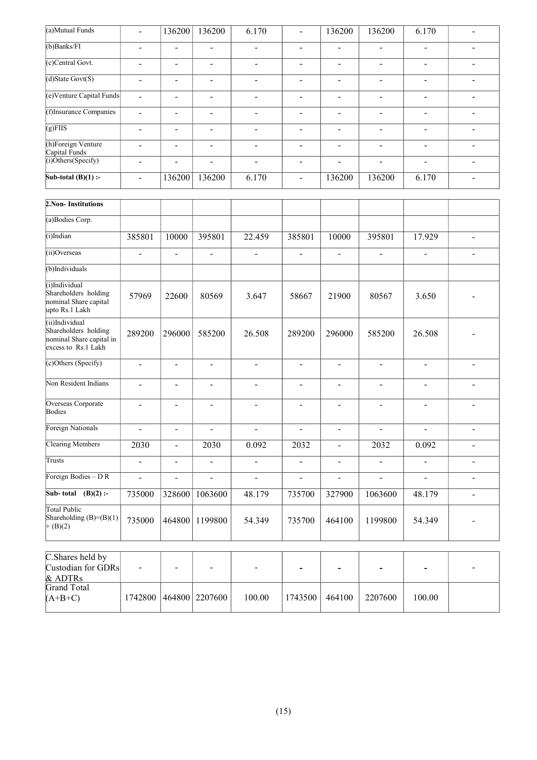| (a)Mutual Funds | - | 136200 | 136200 | 6.170 | - | 136200 | 136200 | 6.170 | - |
|---|---|---|---|---|---|---|---|---|---|
| (b)Banks/FI | - | - | - | - | - | - | - | - | - |
| (c)Central Govt. | - | - | - | - | - | - | - | - | - |
| (d)State Govt(S) | - | - | - | - | - | - | - | - | - |
| (e)Venture Capital Funds | - | - | - | - | - | - | - | - | - |
| (f)Insurance Companies | - | - | - | - | - | - | - | - | - |
| (g)FIIS | - | - | - | - | - | - | - | - | - |
| (h)Foreign Venture Capital Funds | - | - | - | - | - | - | - | - | - |
| (i)Others(Specify) | - | - | - | - | - | - | - | - | - |
| **Sub-total (B)(1) :-** | - | 136200 | 136200 | 6.170 | - | 136200 | 136200 | 6.170 | - |

| **2.Non- Institutions** | | | | | | | | | |
|---|---|---|---|---|---|---|---|---|---|
| (a)Bodies Corp. | | | | | | | | | |
| (i)Indian | 385801 | 10000 | 395801 | 22.459 | 385801 | 10000 | 395801 | 17.929 | - |
| (ii)Overseas | - | - | - | - | - | - | - | - | - |
| (b)Individuals | | | | | | | | | |
| (i)Individual Shareholders holding nominal Share capital upto Rs.1 Lakh | 57969 | 22600 | 80569 | 3.647 | 58667 | 21900 | 80567 | 3.650 | - |
| (ii)Individual Shareholders holding nominal Share capital in excess to Rs.1 Lakh | 289200 | 296000 | 585200 | 26.508 | 289200 | 296000 | 585200 | 26.508 | - |
| (c)Others (Specify) | - | - | - | - | - | - | - | - | - |
| Non Resident Indians | - | - | - | - | - | - | - | - | - |
| Overseas Corporate Bodies | - | - | - | - | - | - | - | - | - |
| Foreign Nationals | - | - | - | - | - | - | - | - | - |
| Clearing Members | 2030 | - | 2030 | 0.092 | 2032 | - | 2032 | 0.092 | - |
| Trusts | - | - | - | - | - | - | - | - | - |
| Foreign Bodies – D R | - | - | - | - | - | - | - | - | - |
| **Sub- total (B)(2) :-** | 735000 | 328600 | 1063600 | 48.179 | 735700 | 327900 | 1063600 | 48.179 | - |
| Total Public Shareholding (B)=(B)(1) + (B)(2) | 735000 | 464800 | 1199800 | 54.349 | 735700 | 464100 | 1199800 | 54.349 | - |

| C.Shares held by Custodian for GDRs & ADTRs | - | - | - | - | - | - | - | - | - |
|---|---|---|---|---|---|---|---|---|---|
| Grand Total (A+B+C) | 1742800 | 464800 | 2207600 | 100.00 | 1743500 | 464100 | 2207600 | 100.00 | |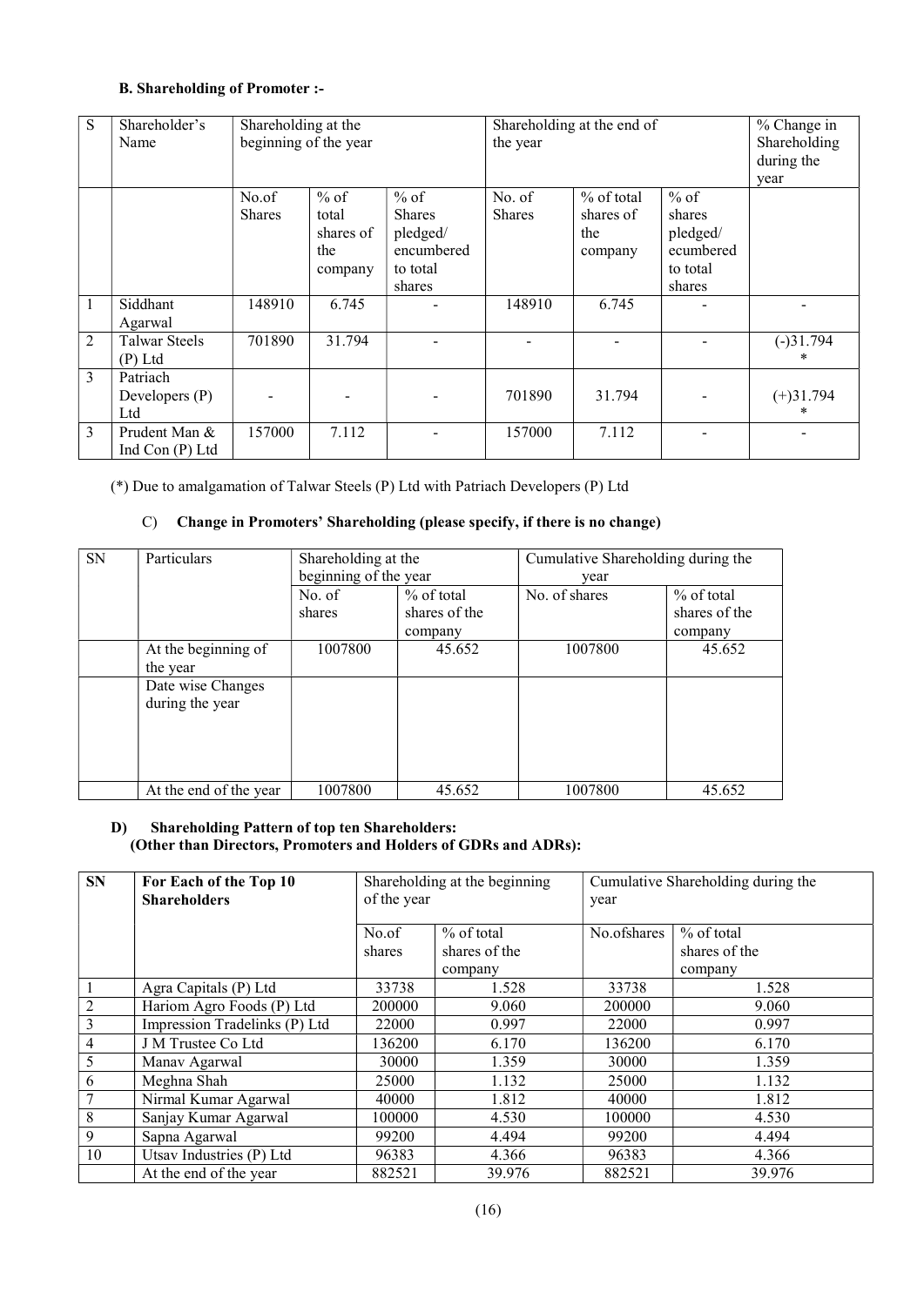**B. Shareholding of Promoter :-**

| S | Shareholder's Name | Shareholding at the beginning of the year | | | Shareholding at the end of the year | | | % Change in Shareholding during the year |
|---|---|---|---|---|---|---|---|---|
| | | No.of Shares | % of total shares of the company | % of Shares pledged/ encumbered to total shares | No. of Shares | % of total shares of the company | % of shares pledged/ ecumbered to total shares | |
| 1 | Siddhant Agarwal | 148910 | 6.745 | - | 148910 | 6.745 | - | - |
| 2 | Talwar Steels (P) Ltd | 701890 | 31.794 | - | - | - | - | (-)31.794 * |
| 3 | Patriach Developers (P) Ltd | - | - | - | 701890 | 31.794 | - | (+)31.794 * |
| 3 | Prudent Man & Ind Con (P) Ltd | 157000 | 7.112 | - | 157000 | 7.112 | - | - |

(*) Due to amalgamation of Talwar Steels (P) Ltd with Patriach Developers (P) Ltd

**C) Change in Promoters' Shareholding (please specify, if there is no change)**

| SN | Particulars | Shareholding at the beginning of the year | | Cumulative Shareholding during the year | |
|---|---|---|---|---|---|
| | | No. of shares | % of total shares of the company | No. of shares | % of total shares of the company |
| | At the beginning of the year | 1007800 | 45.652 | 1007800 | 45.652 |
| | Date wise Changes during the year | | | | |
| | At the end of the year | 1007800 | 45.652 | 1007800 | 45.652 |

**D) Shareholding Pattern of top ten Shareholders:**
**(Other than Directors, Promoters and Holders of GDRs and ADRs):**

| SN | For Each of the Top 10 Shareholders | Shareholding at the beginning of the year | | Cumulative Shareholding during the year | |
|---|---|---|---|---|---|
| | | No.of shares | % of total shares of the company | No.ofshares | % of total shares of the company |
| 1 | Agra Capitals (P) Ltd | 33738 | 1.528 | 33738 | 1.528 |
| 2 | Hariom Agro Foods (P) Ltd | 200000 | 9.060 | 200000 | 9.060 |
| 3 | Impression Tradelinks (P) Ltd | 22000 | 0.997 | 22000 | 0.997 |
| 4 | J M Trustee Co Ltd | 136200 | 6.170 | 136200 | 6.170 |
| 5 | Manav Agarwal | 30000 | 1.359 | 30000 | 1.359 |
| 6 | Meghna Shah | 25000 | 1.132 | 25000 | 1.132 |
| 7 | Nirmal Kumar Agarwal | 40000 | 1.812 | 40000 | 1.812 |
| 8 | Sanjay Kumar Agarwal | 100000 | 4.530 | 100000 | 4.530 |
| 9 | Sapna Agarwal | 99200 | 4.494 | 99200 | 4.494 |
| 10 | Utsav Industries (P) Ltd | 96383 | 4.366 | 96383 | 4.366 |
| | At the end of the year | 882521 | 39.976 | 882521 | 39.976 |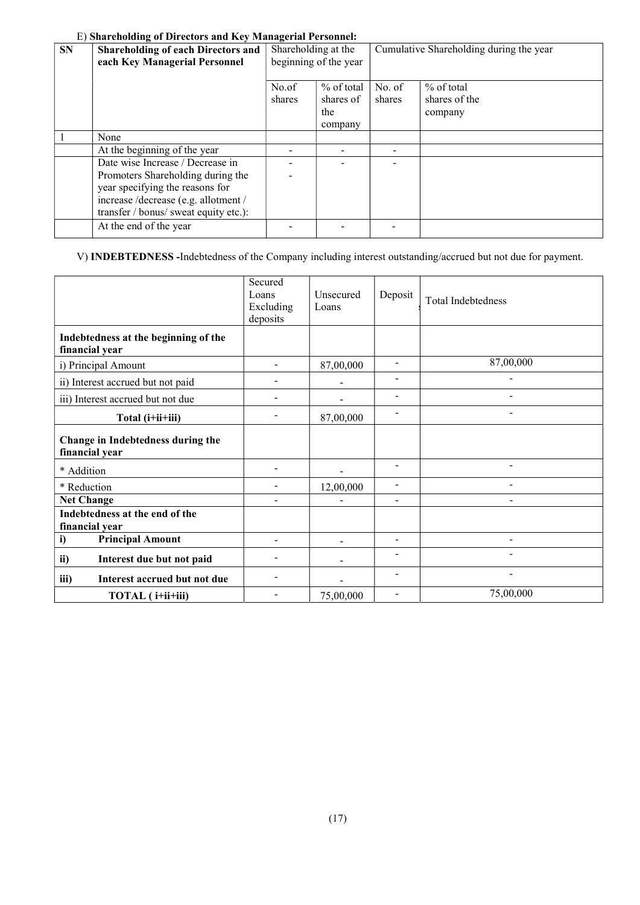E) **Shareholding of Directors and Key Managerial Personnel:**

| SN | Shareholding of each Directors and each Key Managerial Personnel | Shareholding at the beginning of the year | | Cumulative Shareholding during the year | |
|---|---|---|---|---|---|
| | | No.of shares | % of total shares of the company | No. of shares | % of total shares of the company |
| 1 | None | | | | |
| | At the beginning of the year | - | - | - | |
| | Date wise Increase / Decrease in Promoters Shareholding during the year specifying the reasons for increase /decrease (e.g. allotment / transfer / bonus/ sweat equity etc.): | - - | - | - | |
| | At the end of the year | - | - | - | |

V) **INDEBTEDNESS -**Indebtedness of the Company including interest outstanding/accrued but not due for payment.

| | Secured Loans Excluding deposits | Unsecured Loans | Deposit | Total Indebtedness |
|---|---|---|---|---|
| **Indebtedness at the beginning of the financial year** | | | | |
| i) Principal Amount | - | 87,00,000 | - | 87,00,000 |
| ii) Interest accrued but not paid | - | - | - | - |
| iii) Interest accrued but not due | - | - | - | - |
| **Total (i+ii+iii)** | - | 87,00,000 | - | - |
| **Change in Indebtedness during the financial year** | | | | |
| * Addition | - | - | - | - |
| * Reduction | - | 12,00,000 | - | - |
| **Net Change** | - | - | - | - |
| **Indebtedness at the end of the financial year** | | | | |
| **i) Principal Amount** | - | - | - | - |
| **ii) Interest due but not paid** | - | - | - | - |
| **iii) Interest accrued but not due** | - | - | - | - |
| **TOTAL ( i+ii+iii)** | - | 75,00,000 | - | 75,00,000 |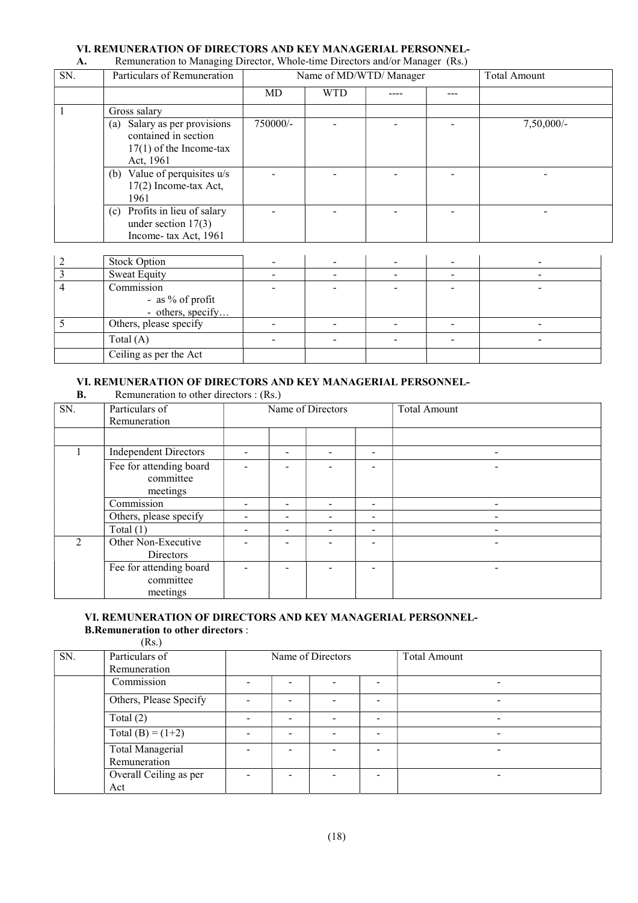## VI. REMUNERATION OF DIRECTORS AND KEY MANAGERIAL PERSONNEL-

**A.** Remuneration to Managing Director, Whole-time Directors and/or Manager (Rs.)

| SN. | Particulars of Remuneration | Name of MD/WTD/ Manager | | | | Total Amount |
|---|---|---|---|---|---|---|
| | | MD | WTD | ---- | --- | |
| 1 | Gross salary | | | | | |
| | (a) Salary as per provisions contained in section 17(1) of the Income-tax Act, 1961 | 750000/- | - | - | - | 7,50,000/- |
| | (b) Value of perquisites u/s 17(2) Income-tax Act, 1961 | - | - | - | - | - |
| | (c) Profits in lieu of salary under section 17(3) Income- tax Act, 1961 | - | - | - | - | - |
| 2 | Stock Option | - | - | - | - | - |
| 3 | Sweat Equity | - | - | - | - | - |
| 4 | Commission<br>- as % of profit<br>- others, specify… | - | - | - | - | - |
| 5 | Others, please specify | - | - | - | - | - |
| | Total (A) | - | - | - | - | - |
| | Ceiling as per the Act | | | | | |

## VI. REMUNERATION OF DIRECTORS AND KEY MANAGERIAL PERSONNEL-

**B.** Remuneration to other directors : (Rs.)

| SN. | Particulars of Remuneration | Name of Directors | | | | Total Amount |
|---|---|---|---|---|---|---|
| | | | | | | |
| 1 | Independent Directors | - | - | - | - | - |
| | Fee for attending board committee meetings | - | - | - | - | - |
| | Commission | - | - | - | - | - |
| | Others, please specify | - | - | - | - | - |
| | Total (1) | - | - | - | - | - |
| 2 | Other Non-Executive Directors | - | - | - | - | - |
| | Fee for attending board committee meetings | - | - | - | - | - |

## VI. REMUNERATION OF DIRECTORS AND KEY MANAGERIAL PERSONNEL-

**B.Remuneration to other directors** :

(Rs.)

| SN. | Particulars of Remuneration | Name of Directors | | | | Total Amount |
|---|---|---|---|---|---|---|
| | Commission | - | - | - | - | - |
| | Others, Please Specify | - | - | - | - | - |
| | Total (2) | - | - | - | - | - |
| | Total (B) = (1+2) | - | - | - | - | - |
| | Total Managerial Remuneration | - | - | - | - | - |
| | Overall Ceiling as per Act | - | - | - | - | - |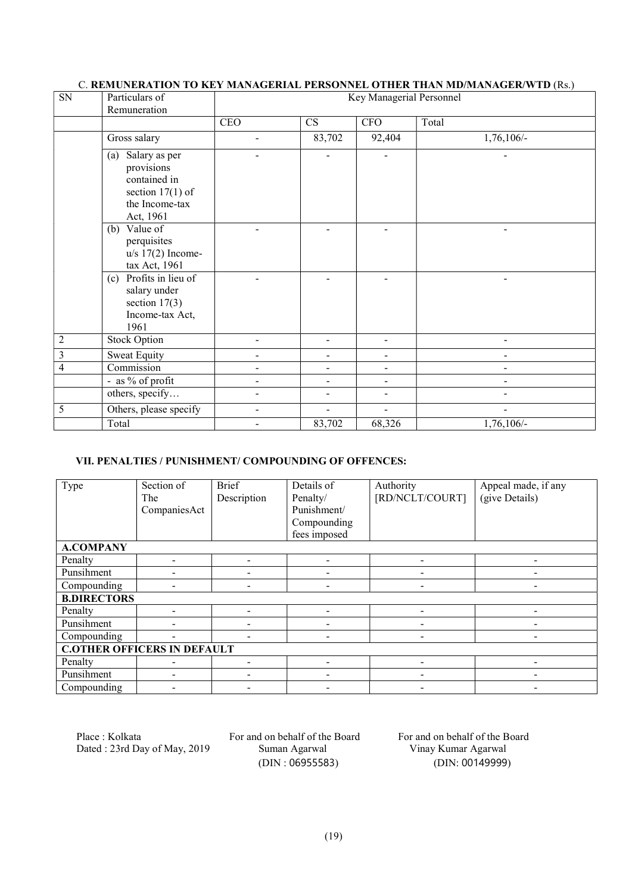### C. REMUNERATION TO KEY MANAGERIAL PERSONNEL OTHER THAN MD/MANAGER/WTD (Rs.)

| SN | Particulars of Remuneration | Key Managerial Personnel | | | |
|---|---|---|---|---|---|
| | | CEO | CS | CFO | Total |
| | Gross salary | - | 83,702 | 92,404 | 1,76,106/- |
| | (a) Salary as per provisions contained in section 17(1) of the Income-tax Act, 1961 | - | - | - | - |
| | (b) Value of perquisites u/s 17(2) Income-tax Act, 1961 | - | - | - | - |
| | (c) Profits in lieu of salary under section 17(3) Income-tax Act, 1961 | - | - | - | - |
| 2 | Stock Option | - | - | - | - |
| 3 | Sweat Equity | - | - | - | - |
| 4 | Commission | - | - | - | - |
| | - as % of profit | - | - | - | - |
| | others, specify… | - | - | - | - |
| 5 | Others, please specify | - | - | - | - |
| | Total | - | 83,702 | 68,326 | 1,76,106/- |

### VII. PENALTIES / PUNISHMENT/ COMPOUNDING OF OFFENCES:

| Type | Section of The CompaniesAct | Brief Description | Details of Penalty/ Punishment/ Compounding fees imposed | Authority [RD/NCLT/COURT] | Appeal made, if any (give Details) |
|---|---|---|---|---|---|
| **A.COMPANY** | | | | | |
| Penalty | - | - | - | - | - |
| Punsihment | - | - | - | - | - |
| Compounding | - | - | - | - | - |
| **B.DIRECTORS** | | | | | |
| Penalty | - | - | - | - | - |
| Punsihment | - | - | - | - | - |
| Compounding | - | - | - | - | - |
| **C.OTHER OFFICERS IN DEFAULT** | | | | | |
| Penalty | - | - | - | - | - |
| Punsihment | - | - | - | - | - |
| Compounding | - | - | - | - | - |

Place : Kolkata
Dated : 23rd Day of May, 2019

For and on behalf of the Board
Suman Agarwal
(DIN : 06955583)

For and on behalf of the Board
Vinay Kumar Agarwal
(DIN: 00149999)